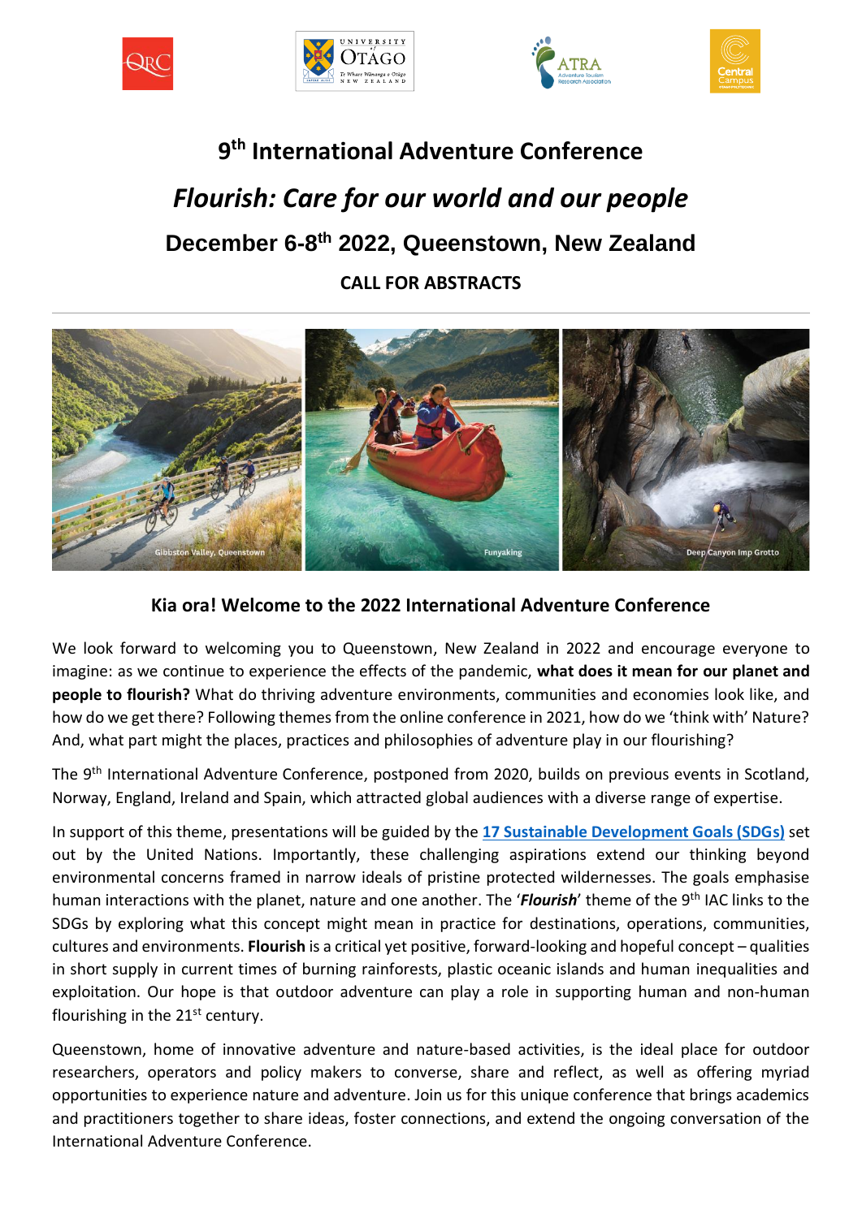# 9th International Adventure Conference

## *Flourish: Care for our world and our people*

## December 6-8th 2022, Queenstown, New Zealand

**CALL FOR ABSTRACTS**

Gibbston Valley, Queenstown

Funyaking

Deep Canyon Imp Grotto

### Kia ora! Welcome to the 2022 International Adventure Conference

We look forward to welcoming you to Queenstown, New Zealand in 2022 and encourage everyone to imagine: as we continue to experience the effects of the pandemic, **what does it mean for our planet and people to flourish?** What do thriving adventure environments, communities and economies look like, and how do we get there? Following themes from the online conference in 2021, how do we 'think with' Nature? And, what part might the places, practices and philosophies of adventure play in our flourishing?

The 9th International Adventure Conference, postponed from 2020, builds on previous events in Scotland, Norway, England, Ireland and Spain, which attracted global audiences with a diverse range of expertise.

In support of this theme, presentations will be guided by the **17 Sustainable Development Goals (SDGs)** set out by the United Nations. Importantly, these challenging aspirations extend our thinking beyond environmental concerns framed in narrow ideals of pristine protected wildernesses. The goals emphasise human interactions with the planet, nature and one another. The '***Flourish***' theme of the 9th IAC links to the SDGs by exploring what this concept might mean in practice for destinations, operations, communities, cultures and environments. **Flourish** is a critical yet positive, forward-looking and hopeful concept – qualities in short supply in current times of burning rainforests, plastic oceanic islands and human inequalities and exploitation. Our hope is that outdoor adventure can play a role in supporting human and non-human flourishing in the 21st century.

Queenstown, home of innovative adventure and nature-based activities, is the ideal place for outdoor researchers, operators and policy makers to converse, share and reflect, as well as offering myriad opportunities to experience nature and adventure. Join us for this unique conference that brings academics and practitioners together to share ideas, foster connections, and extend the ongoing conversation of the International Adventure Conference.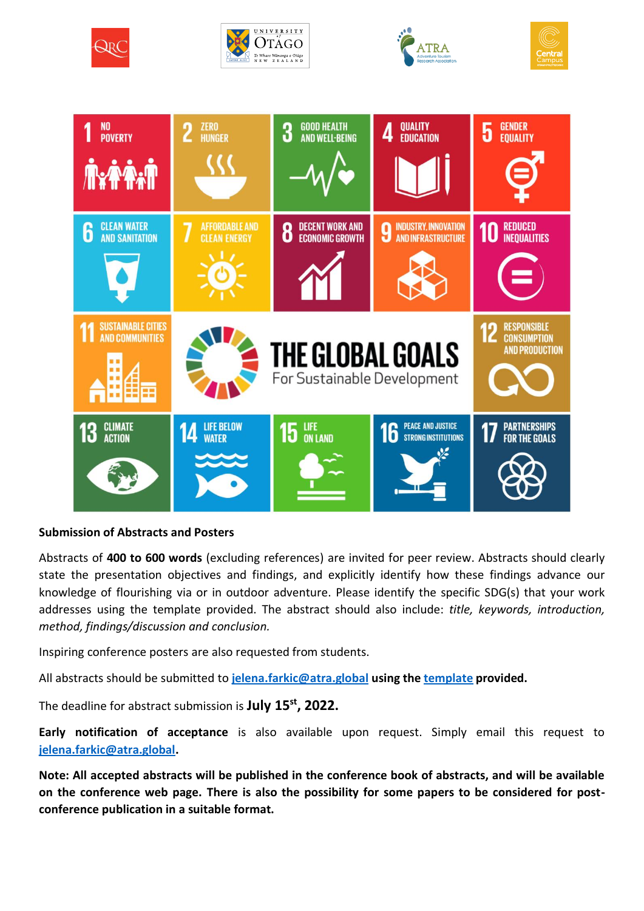**Submission of Abstracts and Posters**

Abstracts of **400 to 600 words** (excluding references) are invited for peer review. Abstracts should clearly state the presentation objectives and findings, and explicitly identify how these findings advance our knowledge of flourishing via or in outdoor adventure. Please identify the specific SDG(s) that your work addresses using the template provided. The abstract should also include: *title, keywords, introduction, method, findings/discussion and conclusion.*

Inspiring conference posters are also requested from students.

All abstracts should be submitted to **jelena.farkic@atra.global using the template provided.**

The deadline for abstract submission is **July 15st, 2022.**

**Early notification of acceptance** is also available upon request. Simply email this request to **jelena.farkic@atra.global.**

**Note: All accepted abstracts will be published in the conference book of abstracts, and will be available on the conference web page. There is also the possibility for some papers to be considered for post-conference publication in a suitable format.**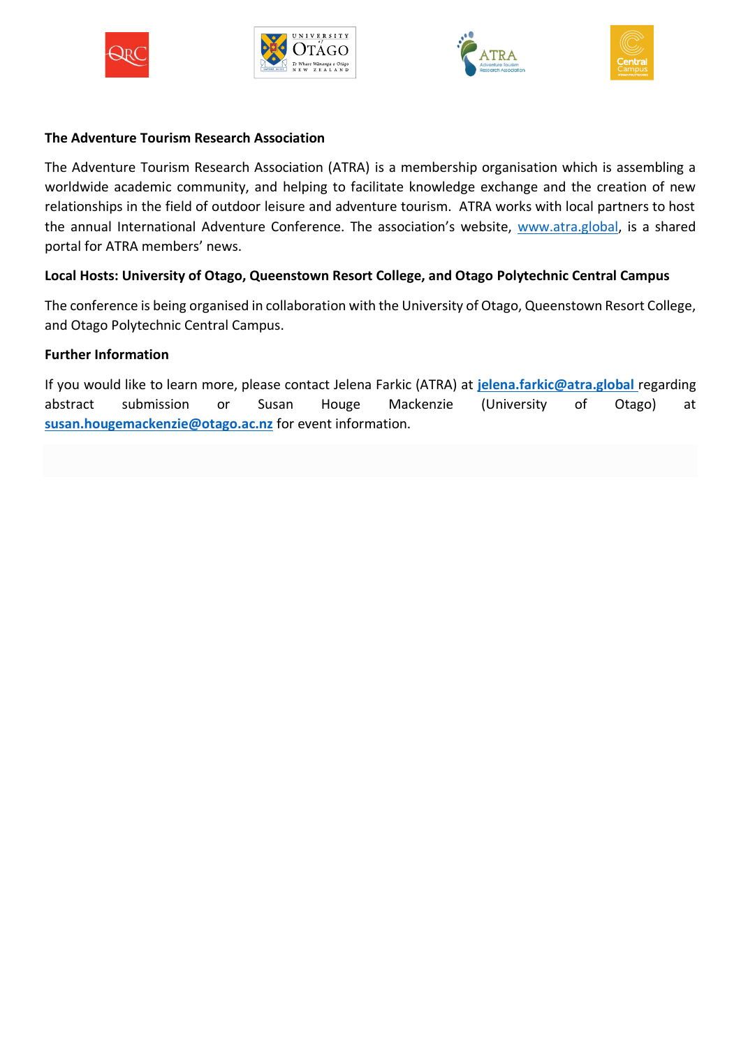**The Adventure Tourism Research Association**

The Adventure Tourism Research Association (ATRA) is a membership organisation which is assembling a worldwide academic community, and helping to facilitate knowledge exchange and the creation of new relationships in the field of outdoor leisure and adventure tourism. ATRA works with local partners to host the annual International Adventure Conference. The association's website, www.atra.global, is a shared portal for ATRA members' news.

**Local Hosts: University of Otago, Queenstown Resort College, and Otago Polytechnic Central Campus**

The conference is being organised in collaboration with the University of Otago, Queenstown Resort College, and Otago Polytechnic Central Campus.

**Further Information**

If you would like to learn more, please contact Jelena Farkic (ATRA) at **jelena.farkic@atra.global** regarding abstract submission or Susan Houge Mackenzie (University of Otago) at **susan.hougemackenzie@otago.ac.nz** for event information.